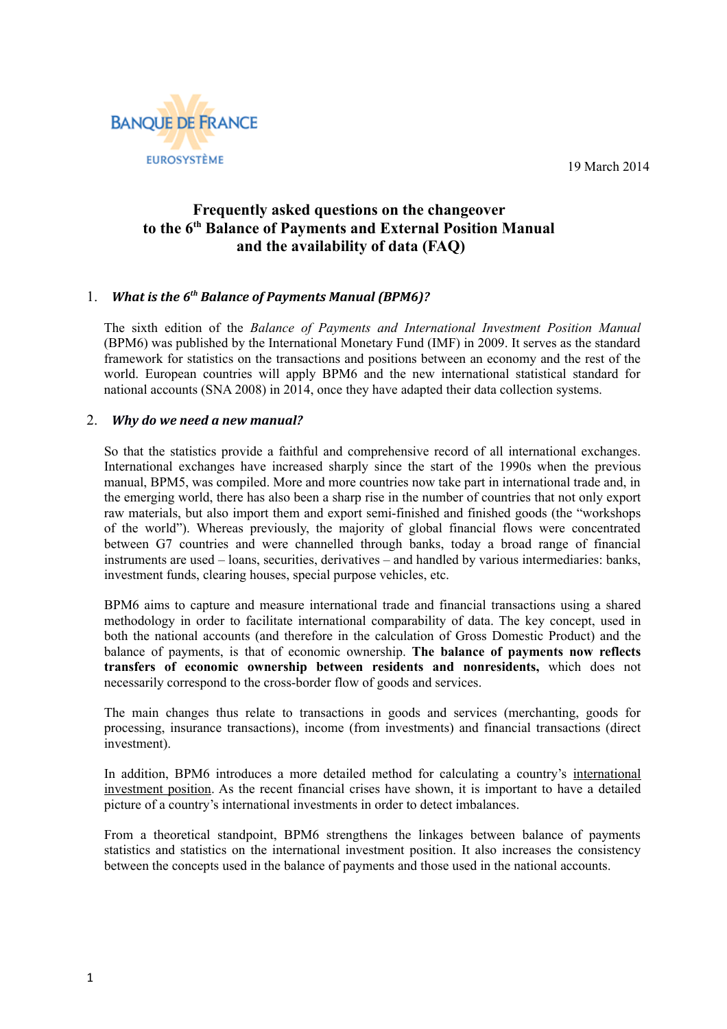BANQUE DE FRANCE
EUROSYSTÈME

19 March 2014

# Frequently asked questions on the changeover to the 6th Balance of Payments and External Position Manual and the availability of data (FAQ)

## 1. *What is the 6th Balance of Payments Manual (BPM6)?*

The sixth edition of the *Balance of Payments and International Investment Position Manual* (BPM6) was published by the International Monetary Fund (IMF) in 2009. It serves as the standard framework for statistics on the transactions and positions between an economy and the rest of the world. European countries will apply BPM6 and the new international statistical standard for national accounts (SNA 2008) in 2014, once they have adapted their data collection systems.

## 2. *Why do we need a new manual?*

So that the statistics provide a faithful and comprehensive record of all international exchanges. International exchanges have increased sharply since the start of the 1990s when the previous manual, BPM5, was compiled. More and more countries now take part in international trade and, in the emerging world, there has also been a sharp rise in the number of countries that not only export raw materials, but also import them and export semi-finished and finished goods (the "workshops of the world"). Whereas previously, the majority of global financial flows were concentrated between G7 countries and were channelled through banks, today a broad range of financial instruments are used – loans, securities, derivatives – and handled by various intermediaries: banks, investment funds, clearing houses, special purpose vehicles, etc.

BPM6 aims to capture and measure international trade and financial transactions using a shared methodology in order to facilitate international comparability of data. The key concept, used in both the national accounts (and therefore in the calculation of Gross Domestic Product) and the balance of payments, is that of economic ownership. **The balance of payments now reflects transfers of economic ownership between residents and nonresidents,** which does not necessarily correspond to the cross-border flow of goods and services.

The main changes thus relate to transactions in goods and services (merchanting, goods for processing, insurance transactions), income (from investments) and financial transactions (direct investment).

In addition, BPM6 introduces a more detailed method for calculating a country's international investment position. As the recent financial crises have shown, it is important to have a detailed picture of a country's international investments in order to detect imbalances.

From a theoretical standpoint, BPM6 strengthens the linkages between balance of payments statistics and statistics on the international investment position. It also increases the consistency between the concepts used in the balance of payments and those used in the national accounts.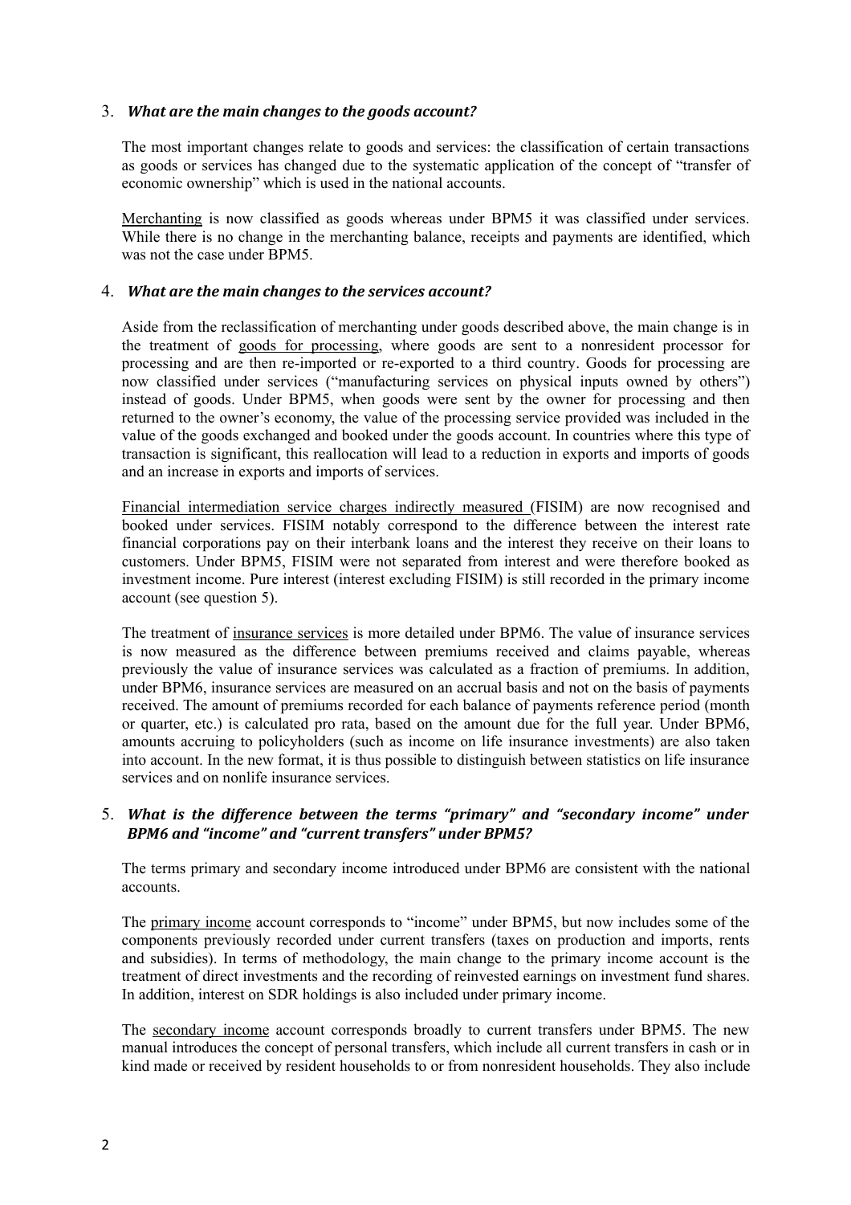### 3. *What are the main changes to the goods account?*

The most important changes relate to goods and services: the classification of certain transactions as goods or services has changed due to the systematic application of the concept of "transfer of economic ownership" which is used in the national accounts.

Merchanting is now classified as goods whereas under BPM5 it was classified under services. While there is no change in the merchanting balance, receipts and payments are identified, which was not the case under BPM5.

### 4. *What are the main changes to the services account?*

Aside from the reclassification of merchanting under goods described above, the main change is in the treatment of goods for processing, where goods are sent to a nonresident processor for processing and are then re-imported or re-exported to a third country. Goods for processing are now classified under services ("manufacturing services on physical inputs owned by others") instead of goods. Under BPM5, when goods were sent by the owner for processing and then returned to the owner's economy, the value of the processing service provided was included in the value of the goods exchanged and booked under the goods account. In countries where this type of transaction is significant, this reallocation will lead to a reduction in exports and imports of goods and an increase in exports and imports of services.

Financial intermediation service charges indirectly measured (FISIM) are now recognised and booked under services. FISIM notably correspond to the difference between the interest rate financial corporations pay on their interbank loans and the interest they receive on their loans to customers. Under BPM5, FISIM were not separated from interest and were therefore booked as investment income. Pure interest (interest excluding FISIM) is still recorded in the primary income account (see question 5).

The treatment of insurance services is more detailed under BPM6. The value of insurance services is now measured as the difference between premiums received and claims payable, whereas previously the value of insurance services was calculated as a fraction of premiums. In addition, under BPM6, insurance services are measured on an accrual basis and not on the basis of payments received. The amount of premiums recorded for each balance of payments reference period (month or quarter, etc.) is calculated pro rata, based on the amount due for the full year. Under BPM6, amounts accruing to policyholders (such as income on life insurance investments) are also taken into account. In the new format, it is thus possible to distinguish between statistics on life insurance services and on nonlife insurance services.

### 5. *What is the difference between the terms "primary" and "secondary income" under BPM6 and "income" and "current transfers" under BPM5?*

The terms primary and secondary income introduced under BPM6 are consistent with the national accounts.

The primary income account corresponds to "income" under BPM5, but now includes some of the components previously recorded under current transfers (taxes on production and imports, rents and subsidies). In terms of methodology, the main change to the primary income account is the treatment of direct investments and the recording of reinvested earnings on investment fund shares. In addition, interest on SDR holdings is also included under primary income.

The secondary income account corresponds broadly to current transfers under BPM5. The new manual introduces the concept of personal transfers, which include all current transfers in cash or in kind made or received by resident households to or from nonresident households. They also include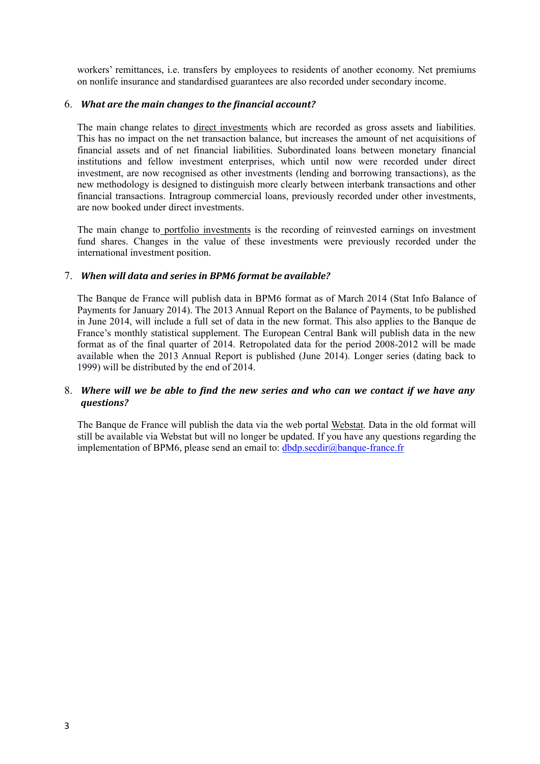workers' remittances, i.e. transfers by employees to residents of another economy. Net premiums on nonlife insurance and standardised guarantees are also recorded under secondary income.

6. ***What are the main changes to the financial account?***

   The main change relates to direct investments which are recorded as gross assets and liabilities. This has no impact on the net transaction balance, but increases the amount of net acquisitions of financial assets and of net financial liabilities. Subordinated loans between monetary financial institutions and fellow investment enterprises, which until now were recorded under direct investment, are now recognised as other investments (lending and borrowing transactions), as the new methodology is designed to distinguish more clearly between interbank transactions and other financial transactions. Intragroup commercial loans, previously recorded under other investments, are now booked under direct investments.

   The main change to portfolio investments is the recording of reinvested earnings on investment fund shares. Changes in the value of these investments were previously recorded under the international investment position.

7. ***When will data and series in BPM6 format be available?***

   The Banque de France will publish data in BPM6 format as of March 2014 (Stat Info Balance of Payments for January 2014). The 2013 Annual Report on the Balance of Payments, to be published in June 2014, will include a full set of data in the new format. This also applies to the Banque de France's monthly statistical supplement. The European Central Bank will publish data in the new format as of the final quarter of 2014. Retropolated data for the period 2008-2012 will be made available when the 2013 Annual Report is published (June 2014). Longer series (dating back to 1999) will be distributed by the end of 2014.

8. ***Where will we be able to find the new series and who can we contact if we have any questions?***

   The Banque de France will publish the data via the web portal Webstat. Data in the old format will still be available via Webstat but will no longer be updated. If you have any questions regarding the implementation of BPM6, please send an email to: dbdp.secdir@banque-france.fr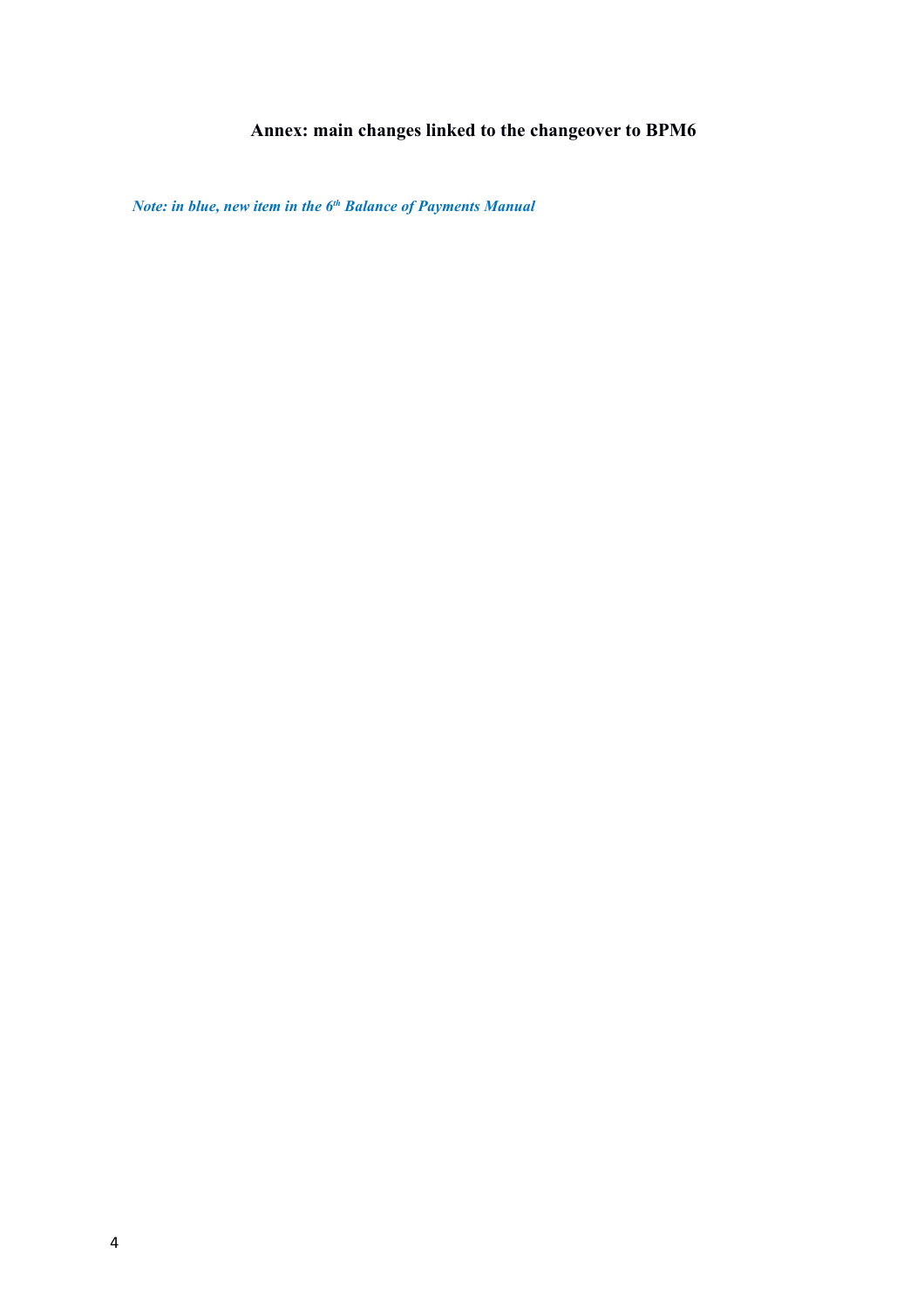# Annex: main changes linked to the changeover to BPM6

***Note: in blue, new item in the 6th Balance of Payments Manual***